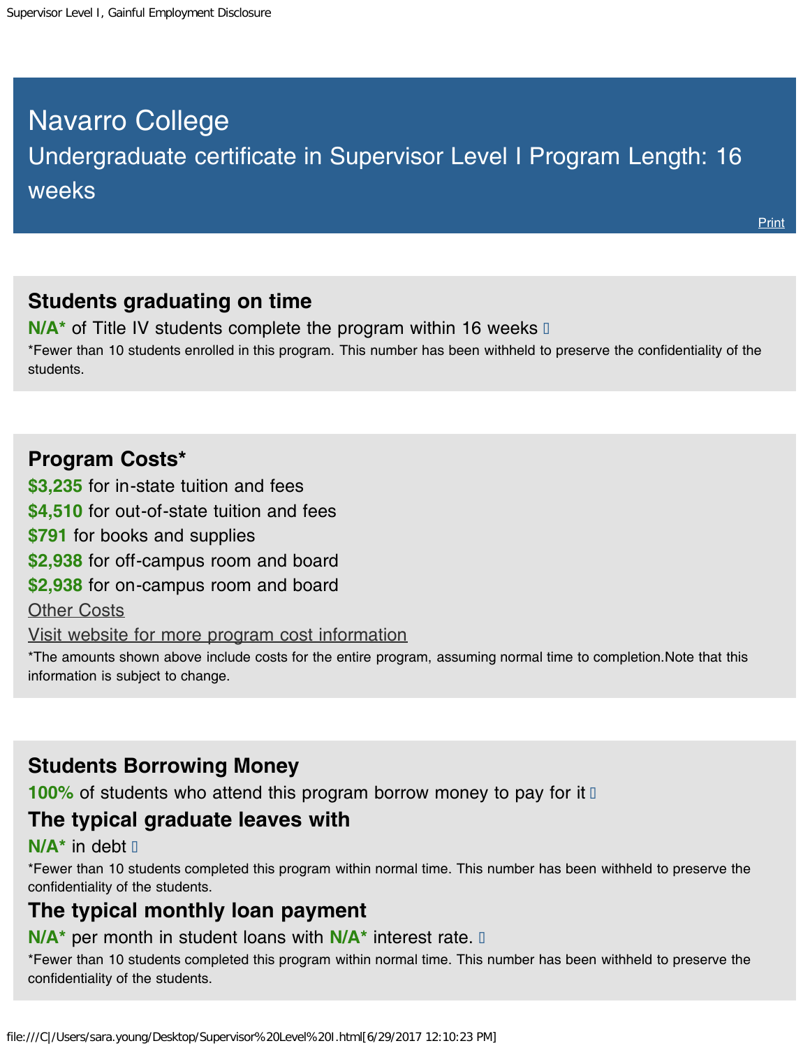# Navarro College

## Undergraduate certificate in Supervisor Level I Program Length: 16 weeks

Print

### Students graduating on time

**N/A*** of Title IV students complete the program within 16 weeks

*Fewer than 10 students enrolled in this program. This number has been withheld to preserve the confidentiality of the students.

### Program Costs*

**$3,235** for in-state tuition and fees
**$4,510** for out-of-state tuition and fees
**$791** for books and supplies
**$2,938** for off-campus room and board
**$2,938** for on-campus room and board

Other Costs

Visit website for more program cost information

*The amounts shown above include costs for the entire program, assuming normal time to completion.Note that this information is subject to change.

### Students Borrowing Money

**100%** of students who attend this program borrow money to pay for it

### The typical graduate leaves with

**N/A*** in debt

*Fewer than 10 students completed this program within normal time. This number has been withheld to preserve the confidentiality of the students.

### The typical monthly loan payment

**N/A*** per month in student loans with **N/A*** interest rate.

*Fewer than 10 students completed this program within normal time. This number has been withheld to preserve the confidentiality of the students.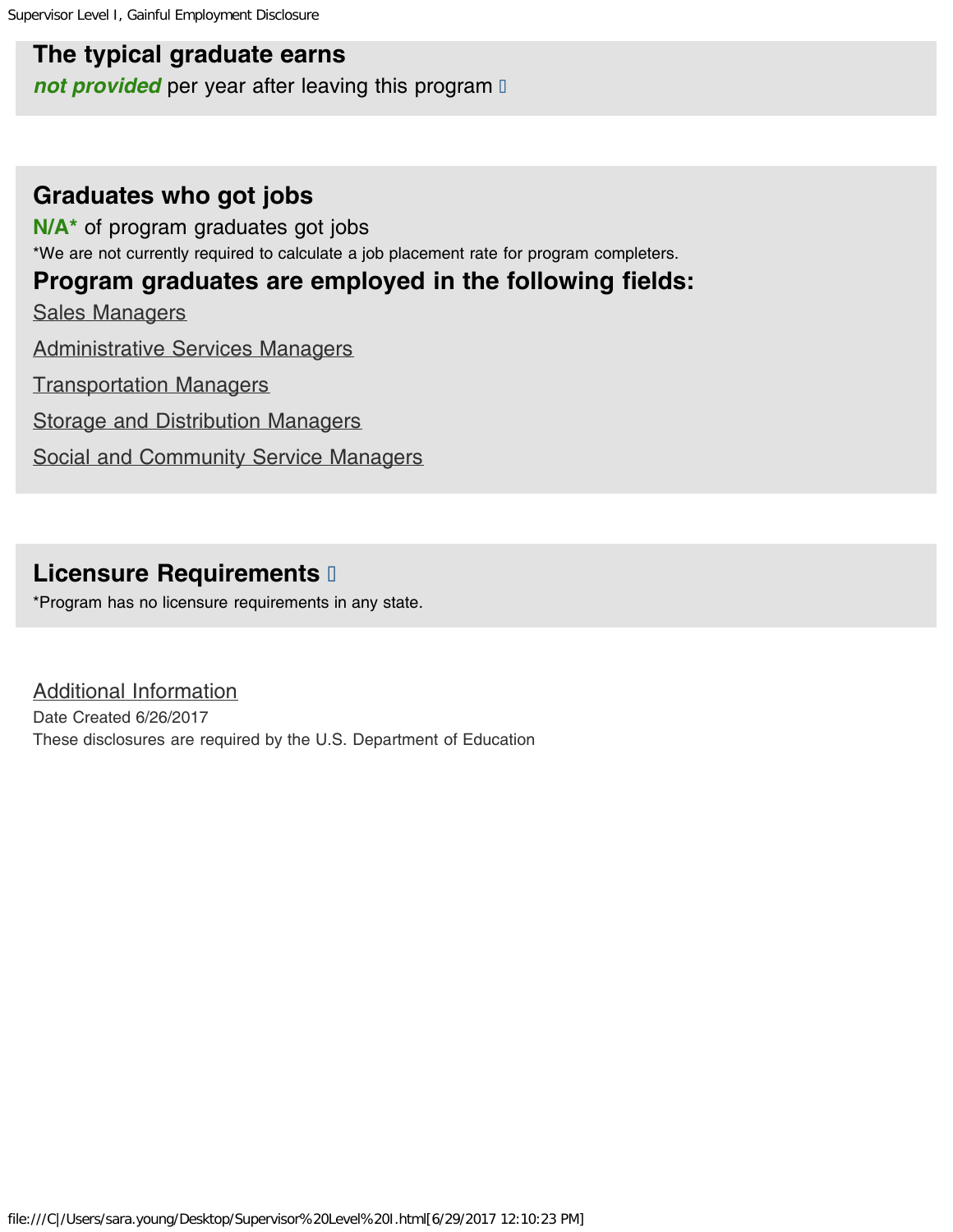## The typical graduate earns

***not provided*** per year after leaving this program

## Graduates who got jobs

**N/A*** of program graduates got jobs

*We are not currently required to calculate a job placement rate for program completers.

## Program graduates are employed in the following fields:

Sales Managers

Administrative Services Managers

Transportation Managers

Storage and Distribution Managers

Social and Community Service Managers

## Licensure Requirements

*Program has no licensure requirements in any state.

Additional Information

Date Created 6/26/2017

These disclosures are required by the U.S. Department of Education